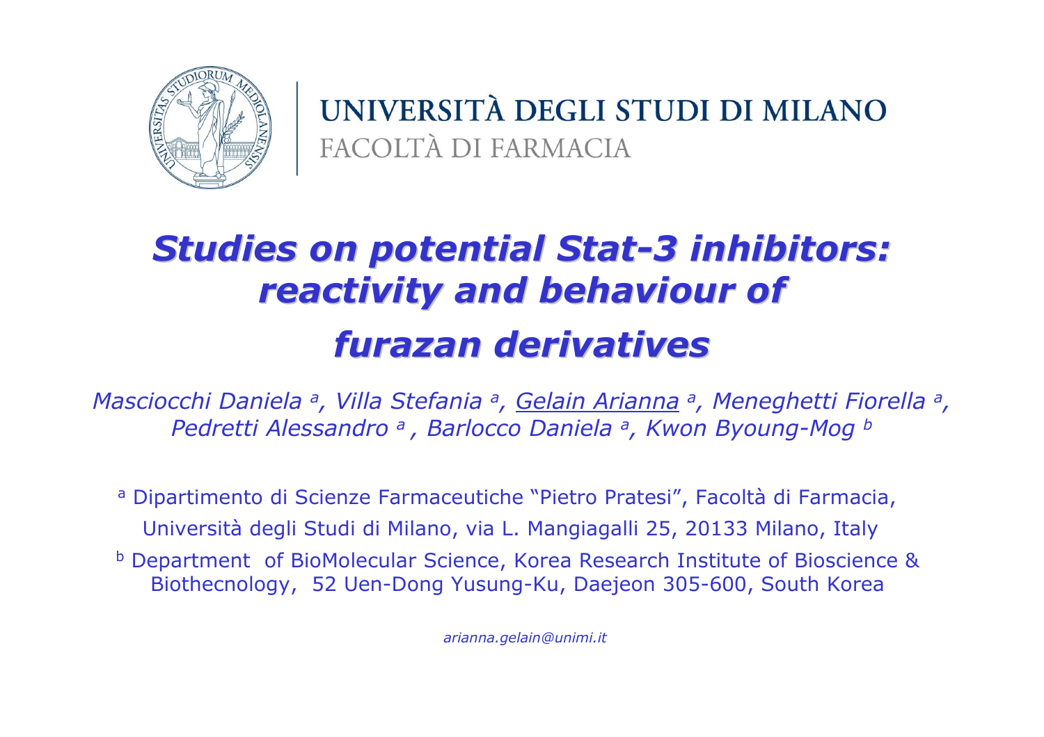UNIVERSITÀ DEGLI STUDI DI MILANO

FACOLTÀ DI FARMACIA

# *Studies on potential Stat-3 inhibitors: reactivity and behaviour of furazan derivatives*

*Masciocchi Daniela [a], Villa Stefania [a], Gelain Arianna [a], Meneghetti Fiorella [a], Pedretti Alessandro [a], Barlocco Daniela [a], Kwon Byoung-Mog [b]*

[a] Dipartimento di Scienze Farmaceutiche "Pietro Pratesi", Facoltà di Farmacia, Università degli Studi di Milano, via L. Mangiagalli 25, 20133 Milano, Italy

[b] Department of BioMolecular Science, Korea Research Institute of Bioscience & Biothecnology, 52 Uen-Dong Yusung-Ku, Daejeon 305-600, South Korea

*arianna.gelain@unimi.it*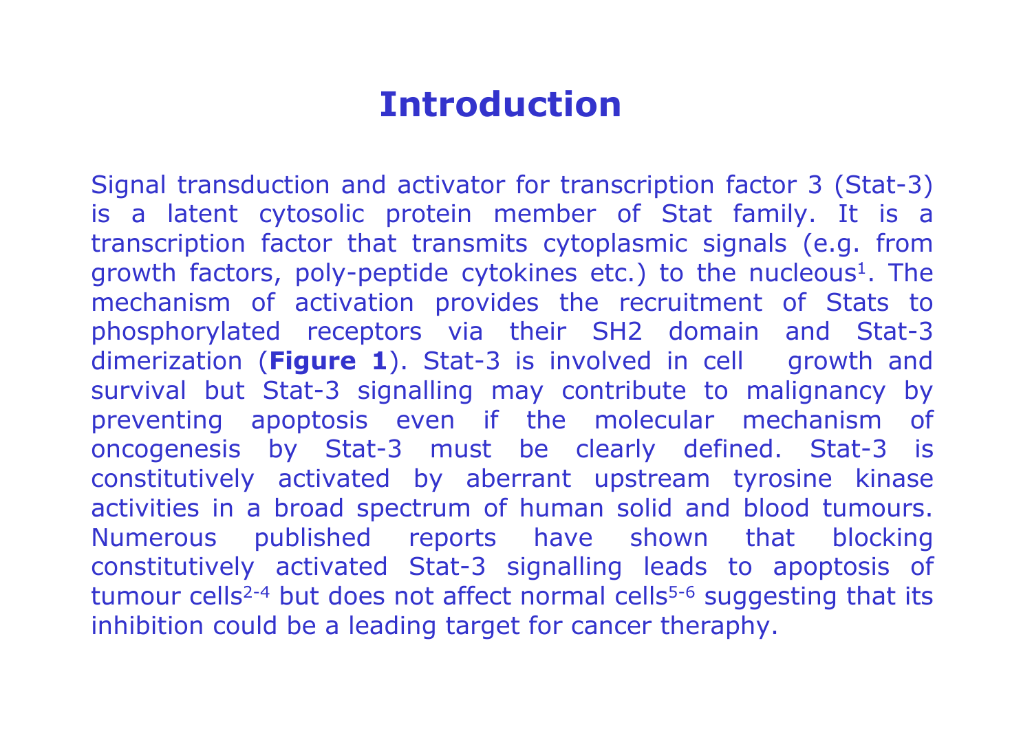# Introduction

Signal transduction and activator for transcription factor 3 (Stat-3) is a latent cytosolic protein member of Stat family. It is a transcription factor that transmits cytoplasmic signals (e.g. from growth factors, poly-peptide cytokines etc.) to the nucleous[1]. The mechanism of activation provides the recruitment of Stats to phosphorylated receptors via their SH2 domain and Stat-3 dimerization (**Figure 1**). Stat-3 is involved in cell growth and survival but Stat-3 signalling may contribute to malignancy by preventing apoptosis even if the molecular mechanism of oncogenesis by Stat-3 must be clearly defined. Stat-3 is constitutively activated by aberrant upstream tyrosine kinase activities in a broad spectrum of human solid and blood tumours. Numerous published reports have shown that blocking constitutively activated Stat-3 signalling leads to apoptosis of tumour cells[2-4] but does not affect normal cells[5-6] suggesting that its inhibition could be a leading target for cancer theraphy.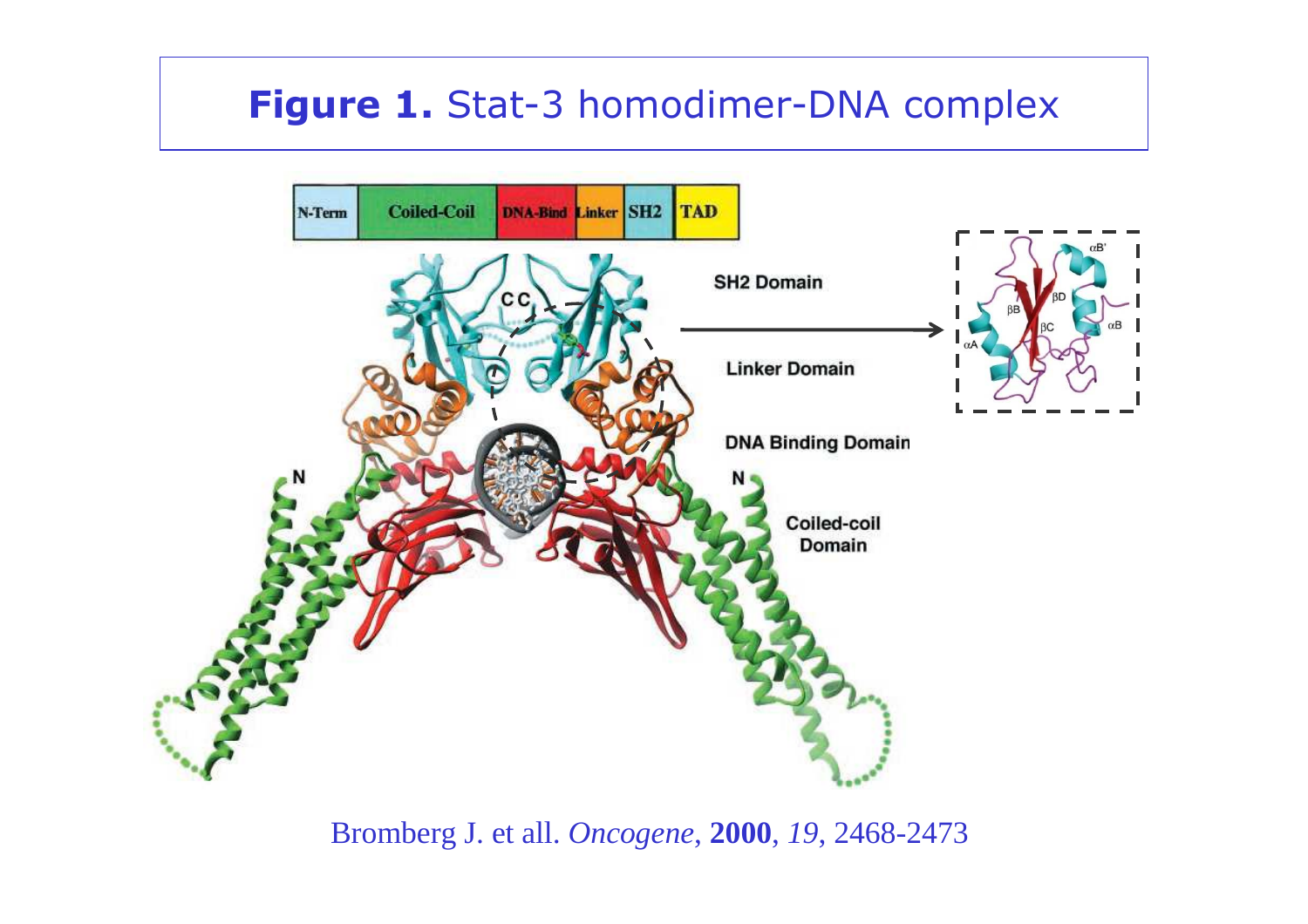**Figure 1.** Stat-3 homodimer-DNA complex

Bromberg J. et all. *Oncogene*, **2000**, *19*, 2468-2473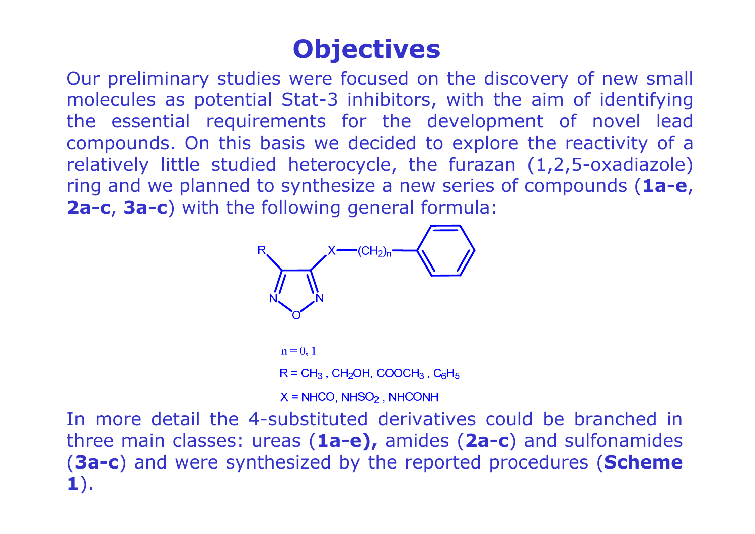# Objectives

Our preliminary studies were focused on the discovery of new small molecules as potential Stat-3 inhibitors, with the aim of identifying the essential requirements for the development of novel lead compounds. On this basis we decided to explore the reactivity of a relatively little studied heterocycle, the furazan (1,2,5-oxadiazole) ring and we planned to synthesize a new series of compounds (**1a-e**, **2a-c**, **3a-c**) with the following general formula:

n = 0, 1

R = $CH_3$ , $CH_2OH$, $COOCH_3$ , $C_6H_5$

X = NHCO, $NHSO_2$ , NHCONH

In more detail the 4-substituted derivatives could be branched in three main classes: ureas (**1a-e),** amides (**2a-c**) and sulfonamides (**3a-c**) and were synthesized by the reported procedures (**Scheme 1**).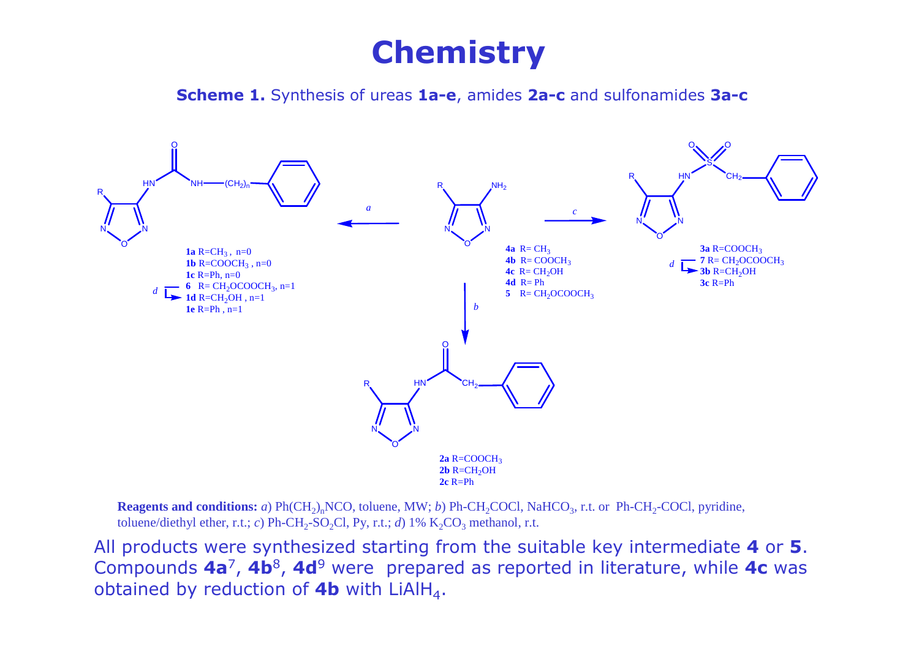# Chemistry

**Scheme 1.** Synthesis of ureas **1a-e**, amides **2a-c** and sulfonamides **3a-c**

**1a** R=$CH_3$ , n=0
**1b** R=$COOCH_3$ , n=0
**1c** R=Ph, n=0
**6** R= $CH_2OCOOCH_3$, n=1
*d* → **1d** R=$CH_2OH$ , n=1
**1e** R=Ph , n=1

**4a** R= $CH_3$
**4b** R= $COOCH_3$
**4c** R= $CH_2OH$
**4d** R= Ph
**5** R= $CH_2OCOOCH_3$

**3a** R=$COOCH_3$
**7** R= $CH_2OCOOCH_3$
*d* → **3b** R=$CH_2OH$
**3c** R=Ph

**2a** R=$COOCH_3$
**2b** R=$CH_2OH$
**2c** R=Ph

**Reagents and conditions:** *a*) $Ph(CH_2)_nNCO$, toluene, MW; *b*) Ph-$CH_2COCl$, $NaHCO_3$, r.t. or Ph-$CH_2$-COCl, pyridine, toluene/diethyl ether, r.t.; *c*) Ph-$CH_2$-$SO_2Cl$, Py, r.t.; *d*) 1% $K_2CO_3$ methanol, r.t.

All products were synthesized starting from the suitable key intermediate **4** or **5**. Compounds **4a**[7], **4b**[8], **4d**[9] were prepared as reported in literature, while **4c** was obtained by reduction of **4b** with $LiAlH_4$.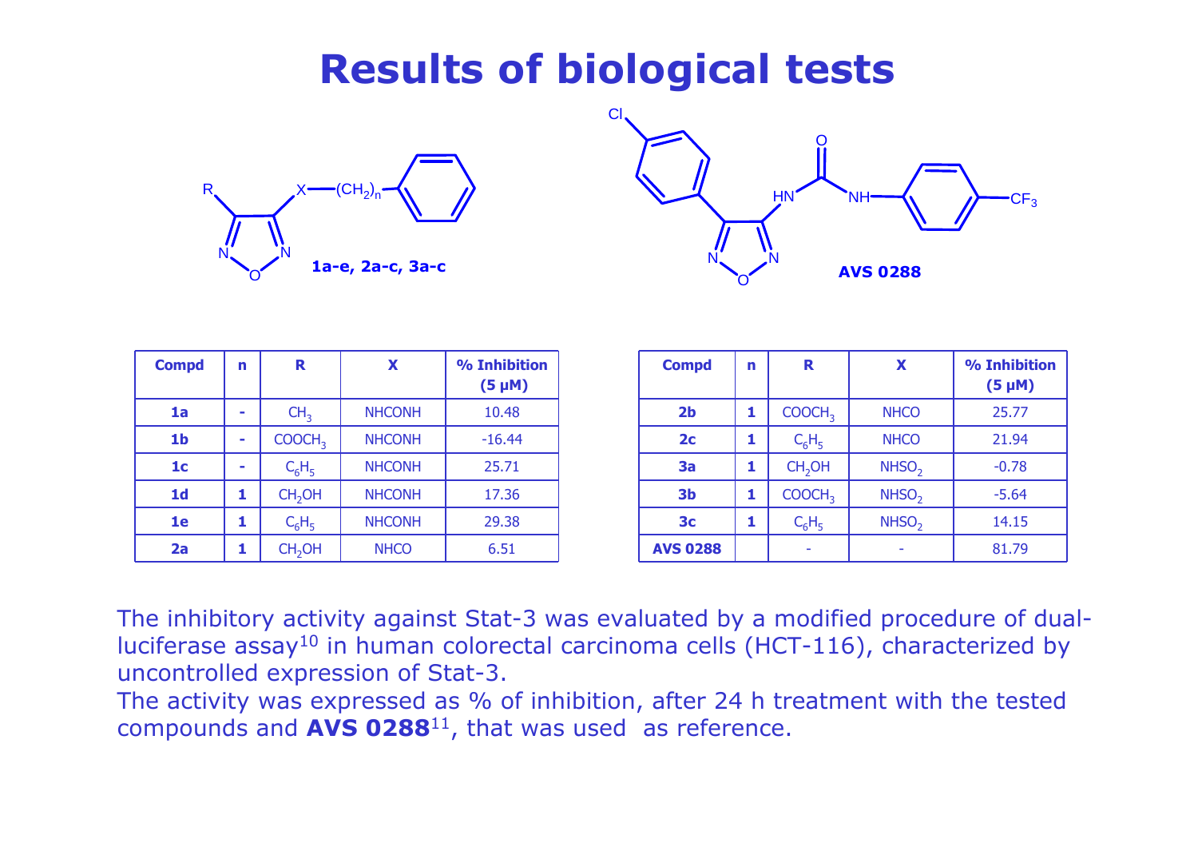# Results of biological tests

1a-e, 2a-c, 3a-c

AVS 0288

| Compd | n | R | X | % Inhibition (5 μM) |
|---|---|---|---|---|
| 1a | - | $CH_3$ | NHCONH | 10.48 |
| 1b | - | $COOCH_3$ | NHCONH | -16.44 |
| 1c | - | $C_6H_5$ | NHCONH | 25.71 |
| 1d | 1 | $CH_2OH$ | NHCONH | 17.36 |
| 1e | 1 | $C_6H_5$ | NHCONH | 29.38 |
| 2a | 1 | $CH_2OH$ | NHCO | 6.51 |

| Compd | n | R | X | % Inhibition (5 μM) |
|---|---|---|---|---|
| 2b | 1 | $COOCH_3$ | NHCO | 25.77 |
| 2c | 1 | $C_6H_5$ | NHCO | 21.94 |
| 3a | 1 | $CH_2OH$ | $NHSO_2$ | -0.78 |
| 3b | 1 | $COOCH_3$ | $NHSO_2$ | -5.64 |
| 3c | 1 | $C_6H_5$ | $NHSO_2$ | 14.15 |
| AVS 0288 | | - | - | 81.79 |

The inhibitory activity against Stat-3 was evaluated by a modified procedure of dual-luciferase assay[10] in human colorectal carcinoma cells (HCT-116), characterized by uncontrolled expression of Stat-3.
The activity was expressed as % of inhibition, after 24 h treatment with the tested compounds and **AVS 0288**[11], that was used as reference.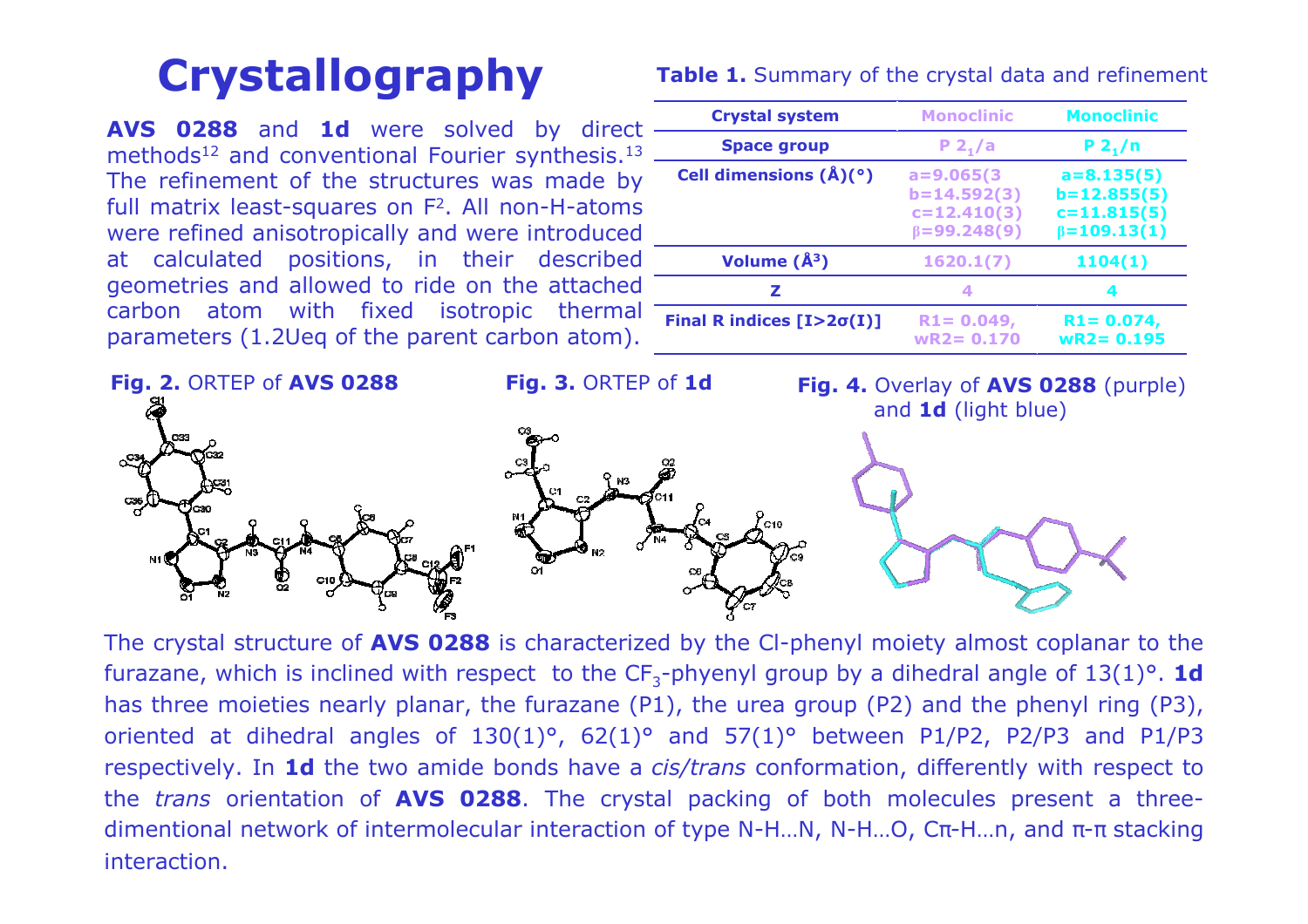# Crystallography

**AVS 0288** and **1d** were solved by direct methods[12] and conventional Fourier synthesis.[13] The refinement of the structures was made by full matrix least-squares on $F^2$. All non-H-atoms were refined anisotropically and were introduced at calculated positions, in their described geometries and allowed to ride on the attached carbon atom with fixed isotropic thermal parameters (1.2Ueq of the parent carbon atom).

**Table 1.** Summary of the crystal data and refinement

| Crystal system | Monoclinic | Monoclinic |
|---|---|---|
| Space group | $P\ 2_1/a$ | $P\ 2_1/n$ |
| Cell dimensions (Å)(°) | a=9.065(3 b=14.592(3) c=12.410(3) β=99.248(9) | a=8.135(5) b=12.855(5) c=11.815(5) β=109.13(1) |
| Volume (Å$^3$) | 1620.1(7) | 1104(1) |
| Z | 4 | 4 |
| Final R indices [I>2σ(I)] | R1= 0.049, wR2= 0.170 | R1= 0.074, wR2= 0.195 |

**Fig. 2.** ORTEP of **AVS 0288**

**Fig. 3.** ORTEP of **1d**

**Fig. 4.** Overlay of **AVS 0288** (purple) and **1d** (light blue)

The crystal structure of **AVS 0288** is characterized by the Cl-phenyl moiety almost coplanar to the furazane, which is inclined with respect to the $CF_3$-phyenyl group by a dihedral angle of 13(1)°. **1d** has three moieties nearly planar, the furazane (P1), the urea group (P2) and the phenyl ring (P3), oriented at dihedral angles of 130(1)°, 62(1)° and 57(1)° between P1/P2, P2/P3 and P1/P3 respectively. In **1d** the two amide bonds have a *cis/trans* conformation, differently with respect to the *trans* orientation of **AVS 0288**. The crystal packing of both molecules present a three-dimentional network of intermolecular interaction of type N-H…N, N-H…O, Cπ-H…π, and π-π stacking interaction.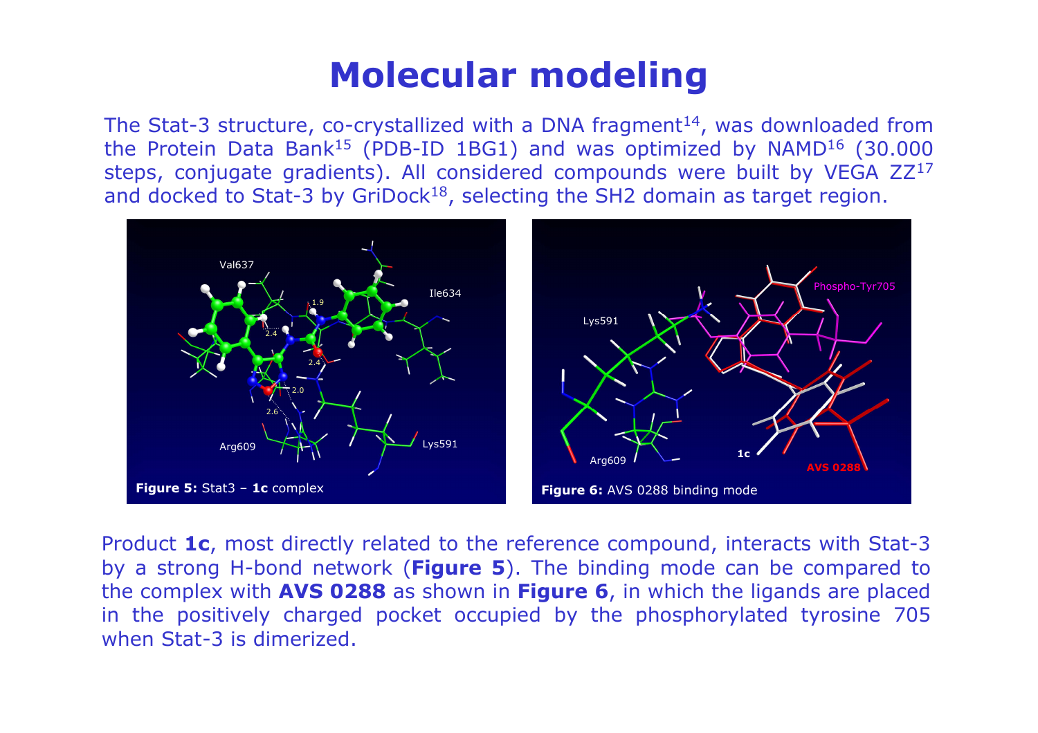# Molecular modeling

The Stat-3 structure, co-crystallized with a DNA fragment[14], was downloaded from the Protein Data Bank[15] (PDB-ID 1BG1) and was optimized by NAMD[16] (30.000 steps, conjugate gradients). All considered compounds were built by VEGA ZZ[17] and docked to Stat-3 by GriDock[18], selecting the SH2 domain as target region.

**Figure 5:** Stat3 – **1c** complex

**Figure 6:** AVS 0288 binding mode

Product **1c**, most directly related to the reference compound, interacts with Stat-3 by a strong H-bond network (**Figure 5**). The binding mode can be compared to the complex with **AVS 0288** as shown in **Figure 6**, in which the ligands are placed in the positively charged pocket occupied by the phosphorylated tyrosine 705 when Stat-3 is dimerized.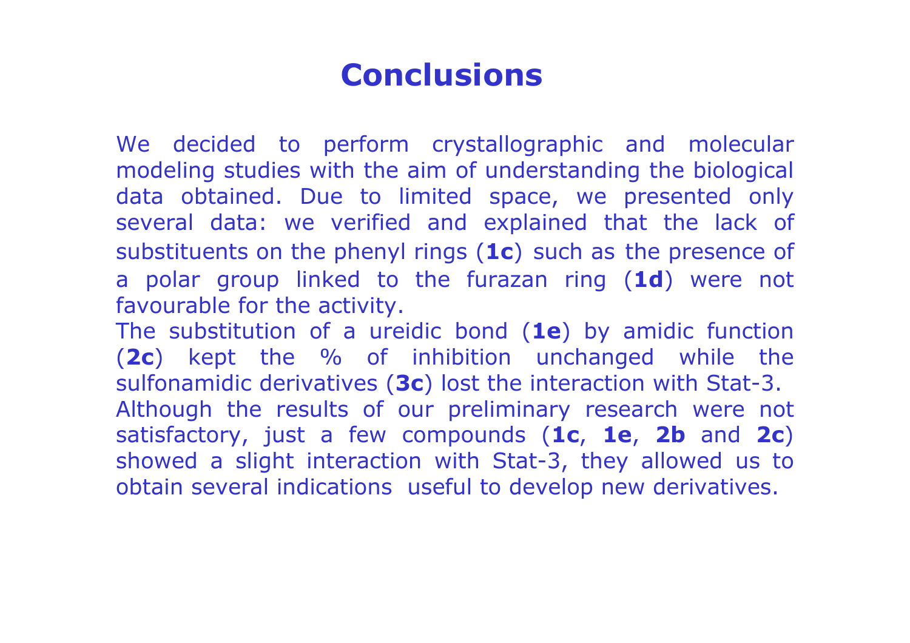# Conclusions

We decided to perform crystallographic and molecular modeling studies with the aim of understanding the biological data obtained. Due to limited space, we presented only several data: we verified and explained that the lack of substituents on the phenyl rings (**1c**) such as the presence of a polar group linked to the furazan ring (**1d**) were not favourable for the activity.

The substitution of a ureidic bond (**1e**) by amidic function (**2c**) kept the % of inhibition unchanged while the sulfonamidic derivatives (**3c**) lost the interaction with Stat-3.

Although the results of our preliminary research were not satisfactory, just a few compounds (**1c**, **1e**, **2b** and **2c**) showed a slight interaction with Stat-3, they allowed us to obtain several indications useful to develop new derivatives.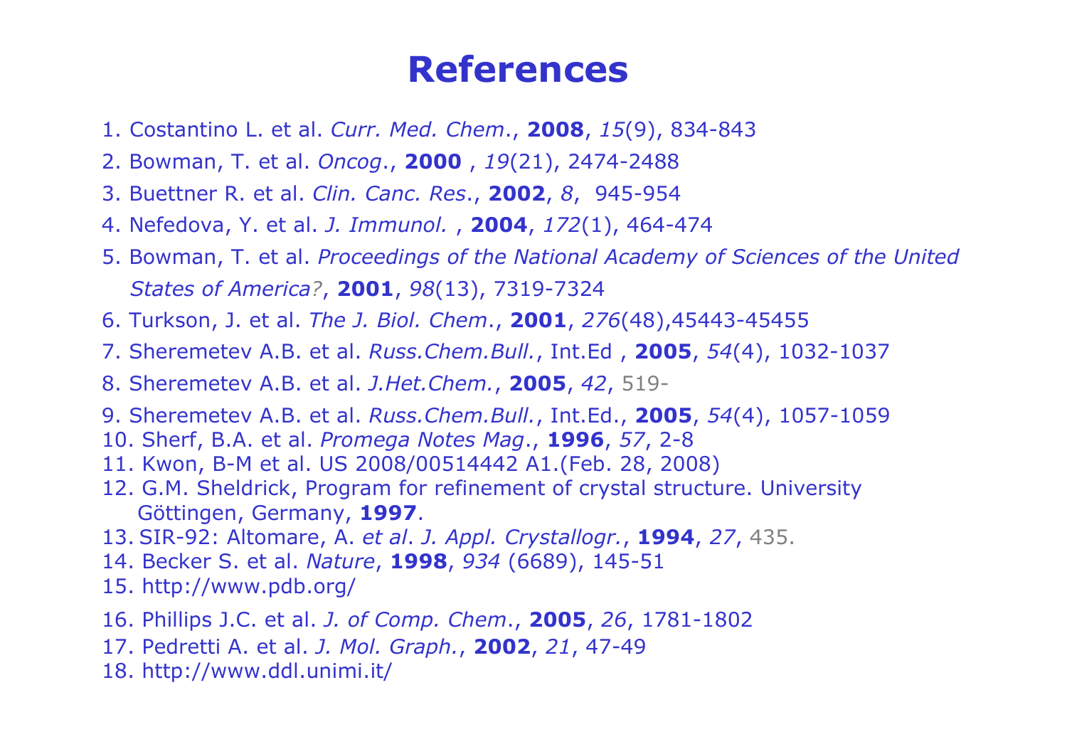# References

1. Costantino L. et al. *Curr. Med. Chem*., **2008**, *15*(9), 834-843
2. Bowman, T. et al. *Oncog*., **2000** , *19*(21), 2474-2488
3. Buettner R. et al. *Clin. Canc. Res*., **2002**, *8*, 945-954
4. Nefedova, Y. et al. *J. Immunol.* , **2004**, *172*(1), 464-474
5. Bowman, T. et al. *Proceedings of the National Academy of Sciences of the United States of America?*, **2001**, *98*(13), 7319-7324
6. Turkson, J. et al. *The J. Biol. Chem*., **2001**, *276*(48),45443-45455
7. Sheremetev A.B. et al. *Russ.Chem.Bull.*, Int.Ed , **2005**, *54*(4), 1032-1037
8. Sheremetev A.B. et al. *J.Het.Chem.*, **2005**, *42*, 519-
9. Sheremetev A.B. et al. *Russ.Chem.Bull.*, Int.Ed., **2005**, *54*(4), 1057-1059
10. Sherf, B.A. et al. *Promega Notes Mag*., **1996**, *57*, 2-8
11. Kwon, B-M et al. US 2008/00514442 A1.(Feb. 28, 2008)
12. G.M. Sheldrick, Program for refinement of crystal structure. University Göttingen, Germany, **1997**.
13. SIR-92: Altomare, A. *et al*. *J. Appl. Crystallogr.*, **1994**, *27*, 435.
14. Becker S. et al. *Nature*, **1998**, *934* (6689), 145-51
15. http://www.pdb.org/
16. Phillips J.C. et al. *J. of Comp. Chem*., **2005**, *26*, 1781-1802
17. Pedretti A. et al. *J. Mol. Graph.*, **2002**, *21*, 47-49
18. http://www.ddl.unimi.it/